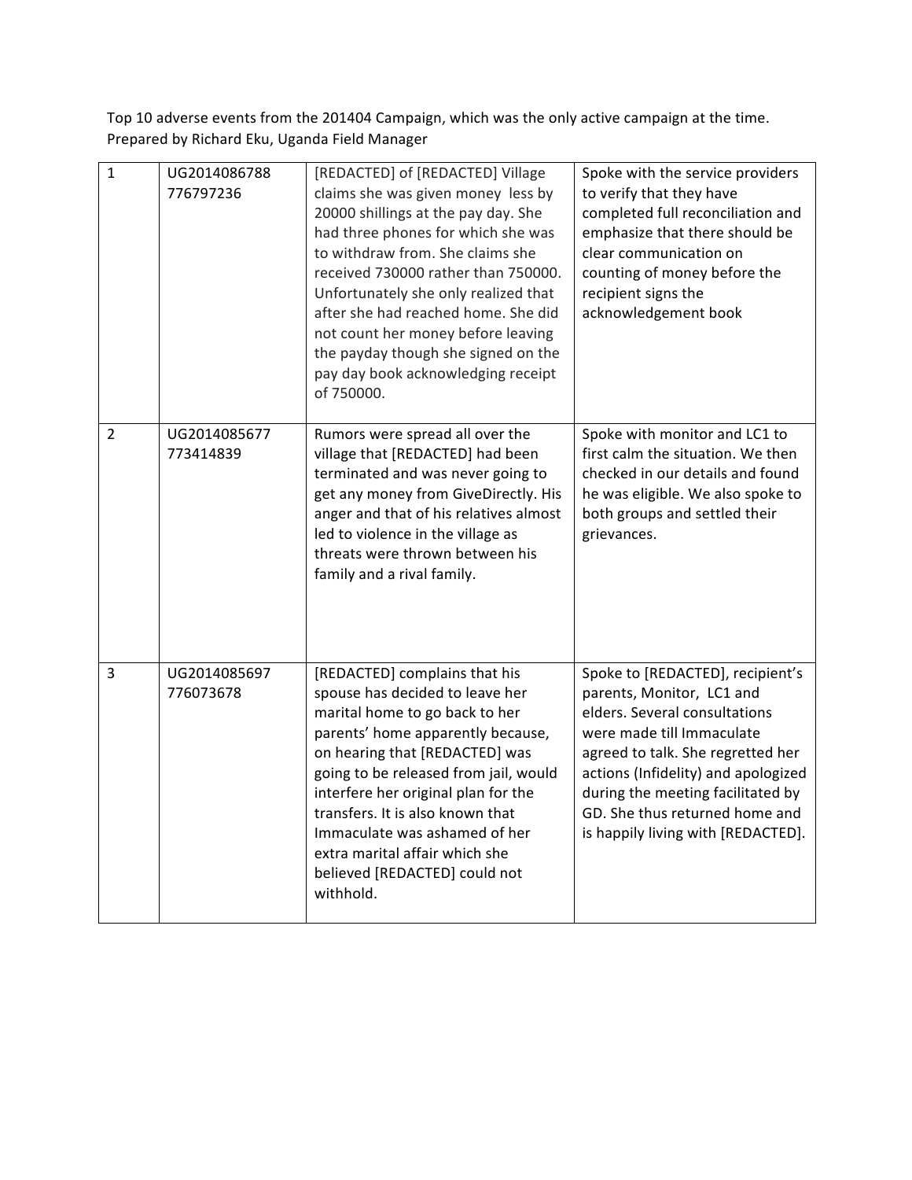Top 10 adverse events from the 201404 Campaign, which was the only active campaign at the time.
Prepared by Richard Eku, Uganda Field Manager

| | | | |
|---|---|---|---|
| 1 | UG2014086788 776797236 | [REDACTED] of [REDACTED] Village claims she was given money less by 20000 shillings at the pay day. She had three phones for which she was to withdraw from. She claims she received 730000 rather than 750000. Unfortunately she only realized that after she had reached home. She did not count her money before leaving the payday though she signed on the pay day book acknowledging receipt of 750000. | Spoke with the service providers to verify that they have completed full reconciliation and emphasize that there should be clear communication on counting of money before the recipient signs the acknowledgement book |
| 2 | UG2014085677 773414839 | Rumors were spread all over the village that [REDACTED] had been terminated and was never going to get any money from GiveDirectly. His anger and that of his relatives almost led to violence in the village as threats were thrown between his family and a rival family. | Spoke with monitor and LC1 to first calm the situation. We then checked in our details and found he was eligible. We also spoke to both groups and settled their grievances. |
| 3 | UG2014085697 776073678 | [REDACTED] complains that his spouse has decided to leave her marital home to go back to her parents' home apparently because, on hearing that [REDACTED] was going to be released from jail, would interfere her original plan for the transfers. It is also known that Immaculate was ashamed of her extra marital affair which she believed [REDACTED] could not withhold. | Spoke to [REDACTED], recipient's parents, Monitor, LC1 and elders. Several consultations were made till Immaculate agreed to talk. She regretted her actions (Infidelity) and apologized during the meeting facilitated by GD. She thus returned home and is happily living with [REDACTED]. |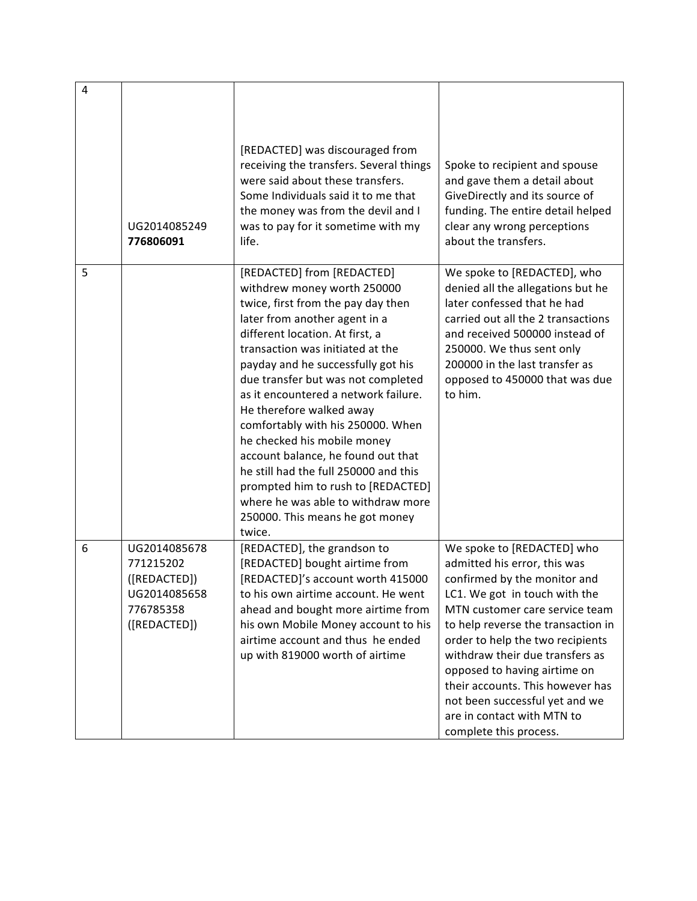| | | | |
|---|---|---|---|
| 4 | UG2014085249 **776806091** | [REDACTED] was discouraged from receiving the transfers. Several things were said about these transfers. Some Individuals said it to me that the money was from the devil and I was to pay for it sometime with my life. | Spoke to recipient and spouse and gave them a detail about GiveDirectly and its source of funding. The entire detail helped clear any wrong perceptions about the transfers. |
| 5 | | [REDACTED] from [REDACTED] withdrew money worth 250000 twice, first from the pay day then later from another agent in a different location. At first, a transaction was initiated at the payday and he successfully got his due transfer but was not completed as it encountered a network failure. He therefore walked away comfortably with his 250000. When he checked his mobile money account balance, he found out that he still had the full 250000 and this prompted him to rush to [REDACTED] where he was able to withdraw more 250000. This means he got money twice. | We spoke to [REDACTED], who denied all the allegations but he later confessed that he had carried out all the 2 transactions and received 500000 instead of 250000. We thus sent only 200000 in the last transfer as opposed to 450000 that was due to him. |
| 6 | UG2014085678 771215202 ([REDACTED]) UG2014085658 776785358 ([REDACTED]) | [REDACTED], the grandson to [REDACTED] bought airtime from [REDACTED]'s account worth 415000 to his own airtime account. He went ahead and bought more airtime from his own Mobile Money account to his airtime account and thus he ended up with 819000 worth of airtime | We spoke to [REDACTED] who admitted his error, this was confirmed by the monitor and LC1. We got in touch with the MTN customer care service team to help reverse the transaction in order to help the two recipients withdraw their due transfers as opposed to having airtime on their accounts. This however has not been successful yet and we are in contact with MTN to complete this process. |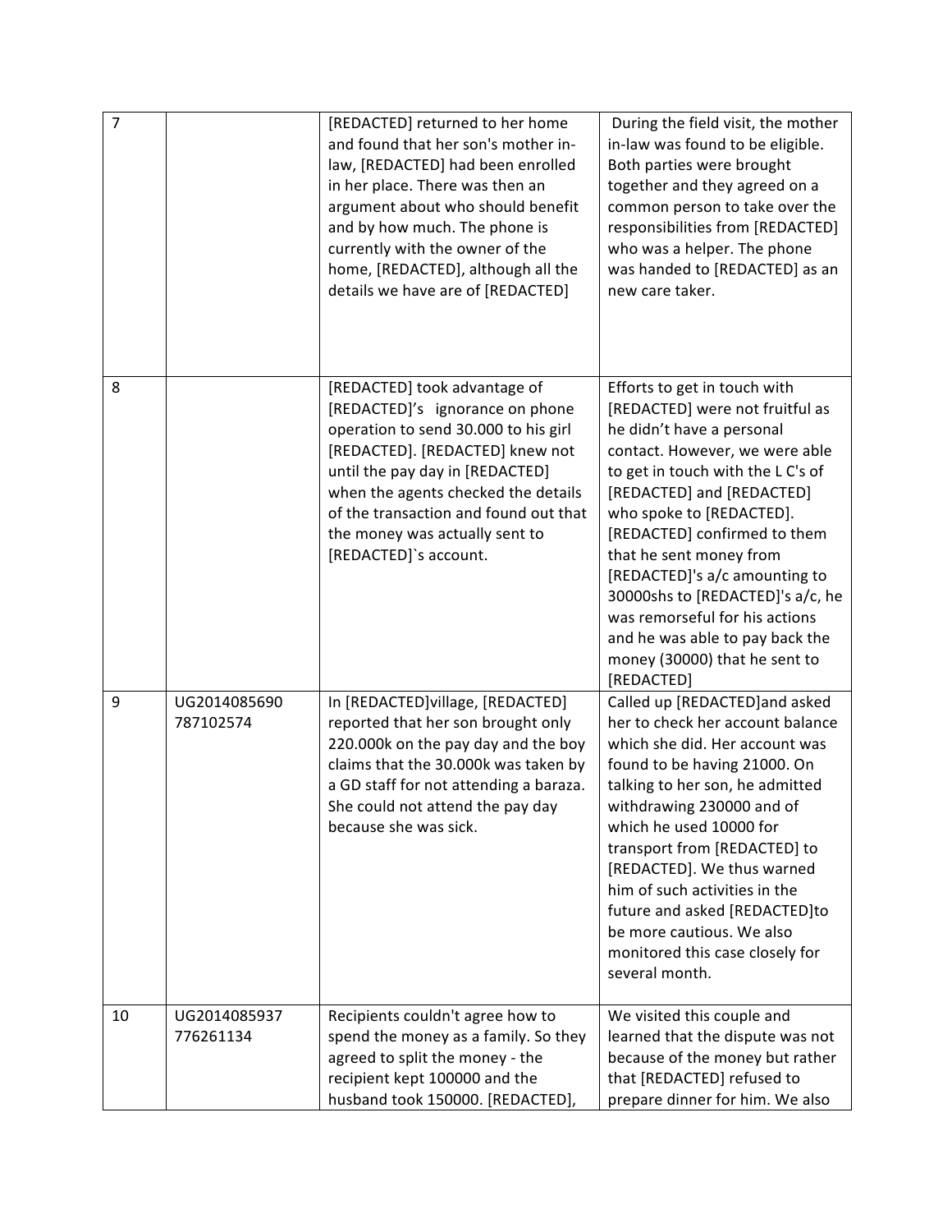| | | | |
|---|---|---|---|
| 7 | | [REDACTED] returned to her home and found that her son's mother in-law, [REDACTED] had been enrolled in her place. There was then an argument about who should benefit and by how much. The phone is currently with the owner of the home, [REDACTED], although all the details we have are of [REDACTED] | During the field visit, the mother in-law was found to be eligible. Both parties were brought together and they agreed on a common person to take over the responsibilities from [REDACTED] who was a helper. The phone was handed to [REDACTED] as an new care taker. |
| 8 | | [REDACTED] took advantage of [REDACTED]'s ignorance on phone operation to send 30.000 to his girl [REDACTED]. [REDACTED] knew not until the pay day in [REDACTED] when the agents checked the details of the transaction and found out that the money was actually sent to [REDACTED]`s account. | Efforts to get in touch with [REDACTED] were not fruitful as he didn't have a personal contact. However, we were able to get in touch with the L C's of [REDACTED] and [REDACTED] who spoke to [REDACTED]. [REDACTED] confirmed to them that he sent money from [REDACTED]'s a/c amounting to 30000shs to [REDACTED]'s a/c, he was remorseful for his actions and he was able to pay back the money (30000) that he sent to [REDACTED] |
| 9 | UG2014085690 787102574 | In [REDACTED]village, [REDACTED] reported that her son brought only 220.000k on the pay day and the boy claims that the 30.000k was taken by a GD staff for not attending a baraza. She could not attend the pay day because she was sick. | Called up [REDACTED]and asked her to check her account balance which she did. Her account was found to be having 21000. On talking to her son, he admitted withdrawing 230000 and of which he used 10000 for transport from [REDACTED] to [REDACTED]. We thus warned him of such activities in the future and asked [REDACTED]to be more cautious. We also monitored this case closely for several month. |
| 10 | UG2014085937 776261134 | Recipients couldn't agree how to spend the money as a family. So they agreed to split the money - the recipient kept 100000 and the husband took 150000. [REDACTED], | We visited this couple and learned that the dispute was not because of the money but rather that [REDACTED] refused to prepare dinner for him. We also |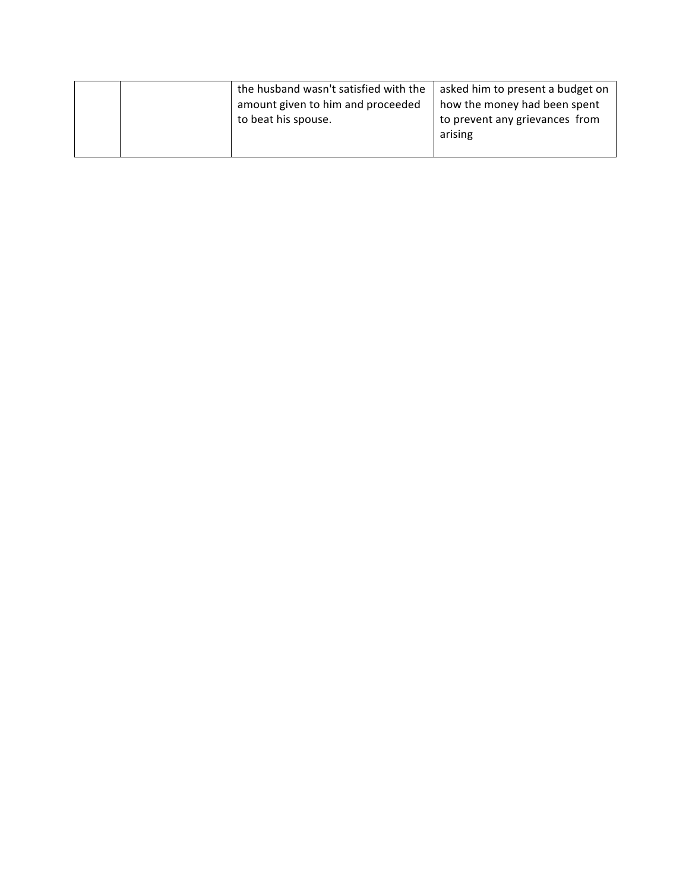| | | | |
|---|---|---|---|
| | | the husband wasn't satisfied with the amount given to him and proceeded to beat his spouse. | asked him to present a budget on how the money had been spent to prevent any grievances from arising |